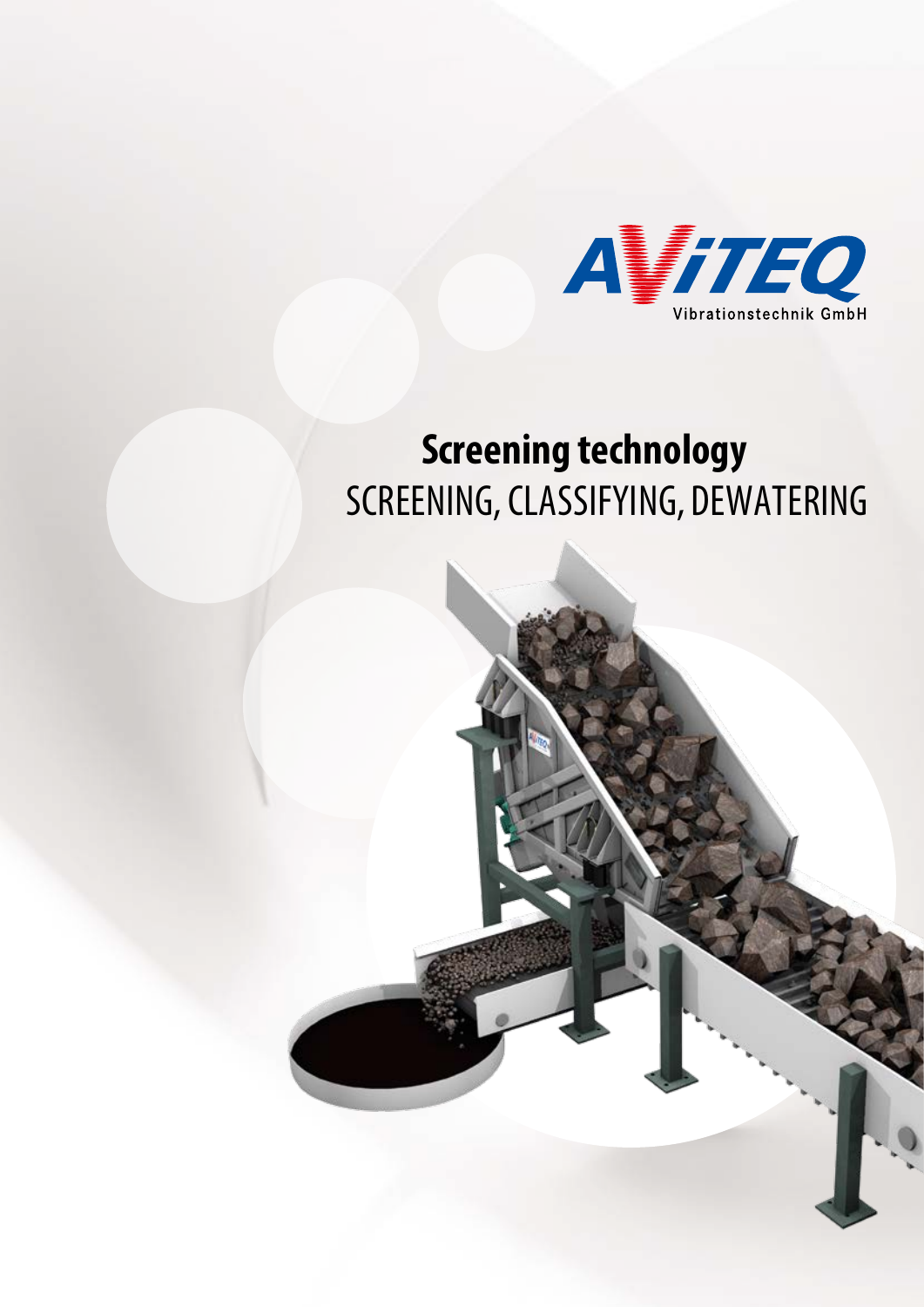AViTEQ
Vibrationstechnik GmbH

# Screening technology

## SCREENING, CLASSIFYING, DEWATERING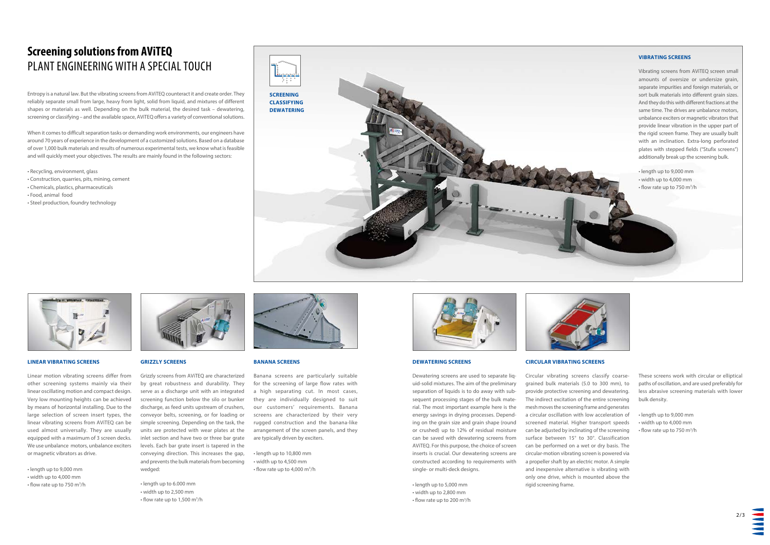# Screening solutions from AViTEQ

## PLANT ENGINEERING WITH A SPECIAL TOUCH

Entropy is a natural law. But the vibrating screens from AViTEQ counteract it and create order. They reliably separate small from large, heavy from light, solid from liquid, and mixtures of different shapes or materials as well. Depending on the bulk material, the desired task – dewatering, screening or classifying – and the available space, AViTEQ offers a variety of conventional solutions.

When it comes to difficult separation tasks or demanding work environments, our engineers have around 70 years of experience in the development of a customized solutions. Based on a database of over 1,000 bulk materials and results of numerous experimental tests, we know what is feasible and will quickly meet your objectives. The results are mainly found in the following sectors:

- Recycling, environment, glass
- Construction, quarries, pits, mining, cement
- Chemicals, plastics, pharmaceuticals
- Food, animal food
- Steel production, foundry technology

**SCREENING**
**CLASSIFYING**
**DEWATERING**

### VIBRATING SCREENS

Vibrating screens from AViTEQ screen small amounts of oversize or undersize grain, separate impurities and foreign materials, or sort bulk materials into different grain sizes. And they do this with different fractions at the same time. The drives are unbalance motors, unbalance exciters or magnetic vibrators that provide linear vibration in the upper part of the rigid screen frame. They are usually built with an inclination. Extra-long perforated plates with stepped fields ("Stufix screens") additionally break up the screening bulk.

- length up to 9,000 mm
- width up to 4,000 mm
- flow rate up to 750 m³/h

### LINEAR VIBRATING SCREENS

Linear motion vibrating screens differ from other screening systems mainly via their linear oscillating motion and compact design. Very low mounting heights can be achieved by means of horizontal installing. Due to the large selection of screen insert types, the linear vibrating screens from AViTEQ can be used almost universally. They are usually equipped with a maximum of 3 screen decks. We use unbalance motors, unbalance exciters or magnetic vibrators as drive.

- length up to 9,000 mm
- width up to 4,000 mm
- flow rate up to 750 m³/h

### GRIZZLY SCREENS

Grizzly screens from AViTEQ are characterized by great robustness and durability. They serve as a discharge unit with an integrated screening function below the silo or bunker discharge, as feed units upstream of crushers, conveyor belts, screening, or for loading or simple screening. Depending on the task, the units are protected with wear plates at the inlet section and have two or three bar grate levels. Each bar grate insert is tapered in the conveying direction. This increases the gap, and prevents the bulk materials from becoming wedged:

- length up to 6.000 mm
- width up to 2,500 mm
- flow rate up to 1,500 m³/h

### BANANA SCREENS

Banana screens are particularly suitable for the screening of large flow rates with a high separating cut. In most cases, they are individually designed to suit our customers' requirements. Banana screens are characterized by their very rugged construction and the banana-like arrangement of the screen panels, and they are typically driven by exciters.

- length up to 10,800 mm
- width up to 4,500 mm
- flow rate up to 4,000 m³/h

### DEWATERING SCREENS

Dewatering screens are used to separate liquid-solid mixtures. The aim of the preliminary separation of liquids is to do away with subsequent processing stages of the bulk material. The most important example here is the energy savings in drying processes. Depending on the grain size and grain shape (round or crushed) up to 12% of residual moisture can be saved with dewatering screens from AViTEQ. For this purpose, the choice of screen inserts is crucial. Our dewatering screens are constructed according to requirements with single- or multi-deck designs.

- length up to 5,000 mm
- width up to 2,800 mm
- flow rate up to 200 m³/h

### CIRCULAR VIBRATING SCREENS

Circular vibrating screens classify coarse-grained bulk materials (5.0 to 300 mm), to provide protective screening and dewatering. The indirect excitation of the entire screening mesh moves the screening frame and generates a circular oscillation with low acceleration of screened material. Higher transport speeds can be adjusted by inclinating of the screening surface between 15° to 30°. Classification can be performed on a wet or dry basis. The circular-motion vibrating screen is powered via a propeller shaft by an electric motor. A simple and inexpensive alternative is vibrating with only one drive, which is mounted above the rigid screening frame.

These screens work with circular or elliptical paths of oscillation, and are used preferably for less abrasive screening materials with lower bulk density.

- length up to 9,000 mm
- width up to 4,000 mm
- flow rate up to 750 m³/h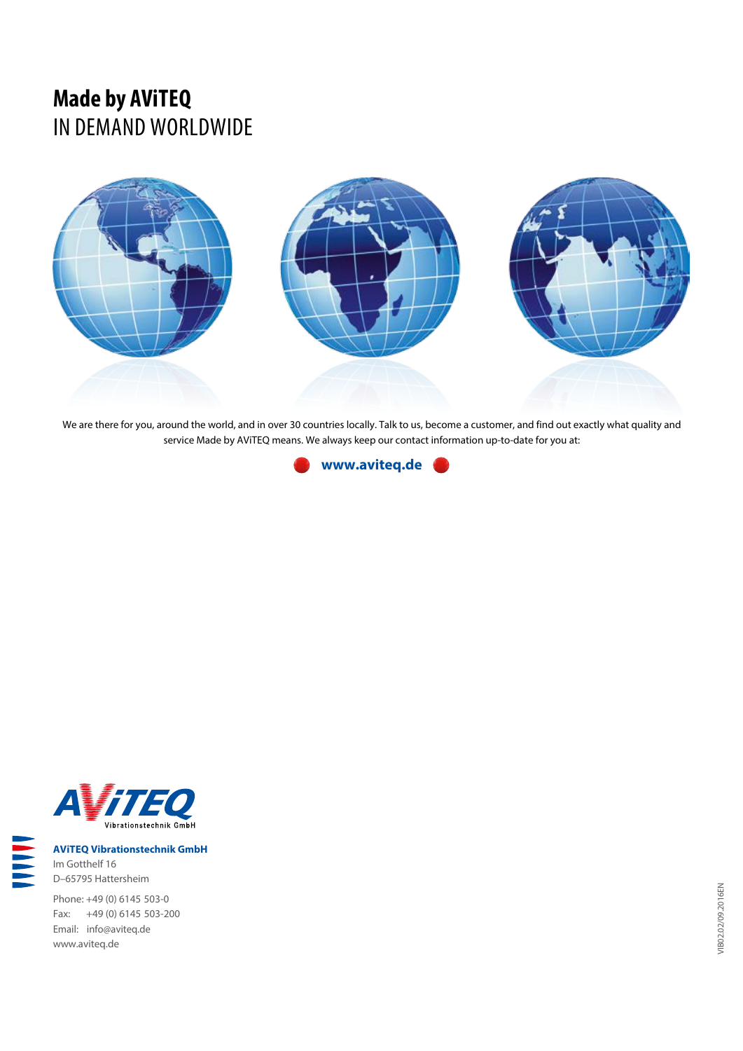# Made by AViTEQ
## IN DEMAND WORLDWIDE

We are there for you, around the world, and in over 30 countries locally. Talk to us, become a customer, and find out exactly what quality and service Made by AViTEQ means. We always keep our contact information up-to-date for you at:

**www.aviteq.de**

AViTEQ Vibrationstechnik GmbH

**AViTEQ Vibrationstechnik GmbH**
Im Gotthelf 16
D–65795 Hattersheim

Phone: +49 (0) 6145 503-0
Fax: +49 (0) 6145 503-200
Email: info@aviteq.de
www.aviteq.de

VIB02.02/09.2016EN